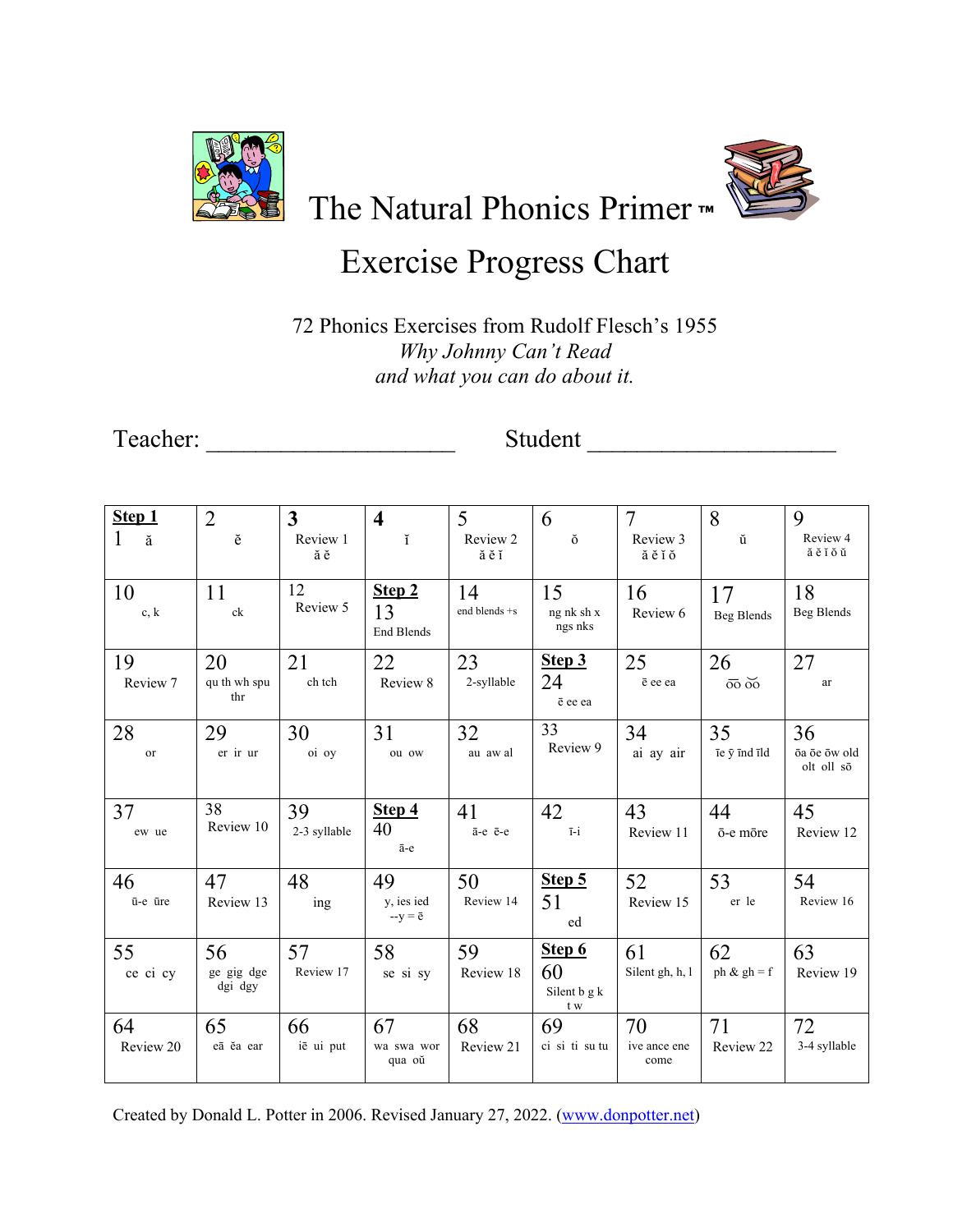# The Natural Phonics Primer ™

## Exercise Progress Chart

72 Phonics Exercises from Rudolf Flesch's 1955
*Why Johnny Can't Read*
*and what you can do about it.*

Teacher: ____________________ Student ____________________

| | | | | | | | | |
|---|---|---|---|---|---|---|---|---|
| **Step 1** 1 ă | 2 ĕ | **3** Review 1 ă ĕ | **4** ĭ | 5 Review 2 ă ĕ ĭ | 6 ŏ | 7 Review 3 ă ĕ ĭ ŏ | 8 ŭ | 9 Review 4 ă ĕ ĭ ŏ ŭ |
| 10 c, k | 11 ck | 12 Review 5 | **Step 2** 13 End Blends | 14 end blends +s | 15 ng nk sh x ngs nks | 16 Review 6 | 17 Beg Blends | 18 Beg Blends |
| 19 Review 7 | 20 qu th wh spu thr | 21 ch tch | 22 Review 8 | 23 2-syllable | **Step 3** 24 ē ee ea | 25 ē ee ea | 26 o͞o o͝o | 27 ar |
| 28 or | 29 er ir ur | 30 oi oy | 31 ou ow | 32 au aw al | 33 Review 9 | 34 ai ay air | 35 īe ȳ īnd īld | 36 ōa ōe ōw old olt oll sō |
| 37 ew ue | 38 Review 10 | 39 2-3 syllable | **Step 4** 40 ā-e | 41 ā-e ē-e | 42 ī-i | 43 Review 11 | 44 ō-e mōre | 45 Review 12 |
| 46 ū-e ūre | 47 Review 13 | 48 ing | 49 y, ies ied --y = ē | 50 Review 14 | **Step 5** 51 ed | 52 Review 15 | 53 er le | 54 Review 16 |
| 55 ce ci cy | 56 ge gig dge dgi dgy | 57 Review 17 | 58 se si sy | 59 Review 18 | **Step 6** 60 Silent b g k t w | 61 Silent gh, h, l | 62 ph & gh = f | 63 Review 19 |
| 64 Review 20 | 65 eā ĕa ear | 66 iē ui put | 67 wa swa wor qua oŭ | 68 Review 21 | 69 ci si ti su tu | 70 ive ance ene come | 71 Review 22 | 72 3-4 syllable |

Created by Donald L. Potter in 2006. Revised January 27, 2022. (www.donpotter.net)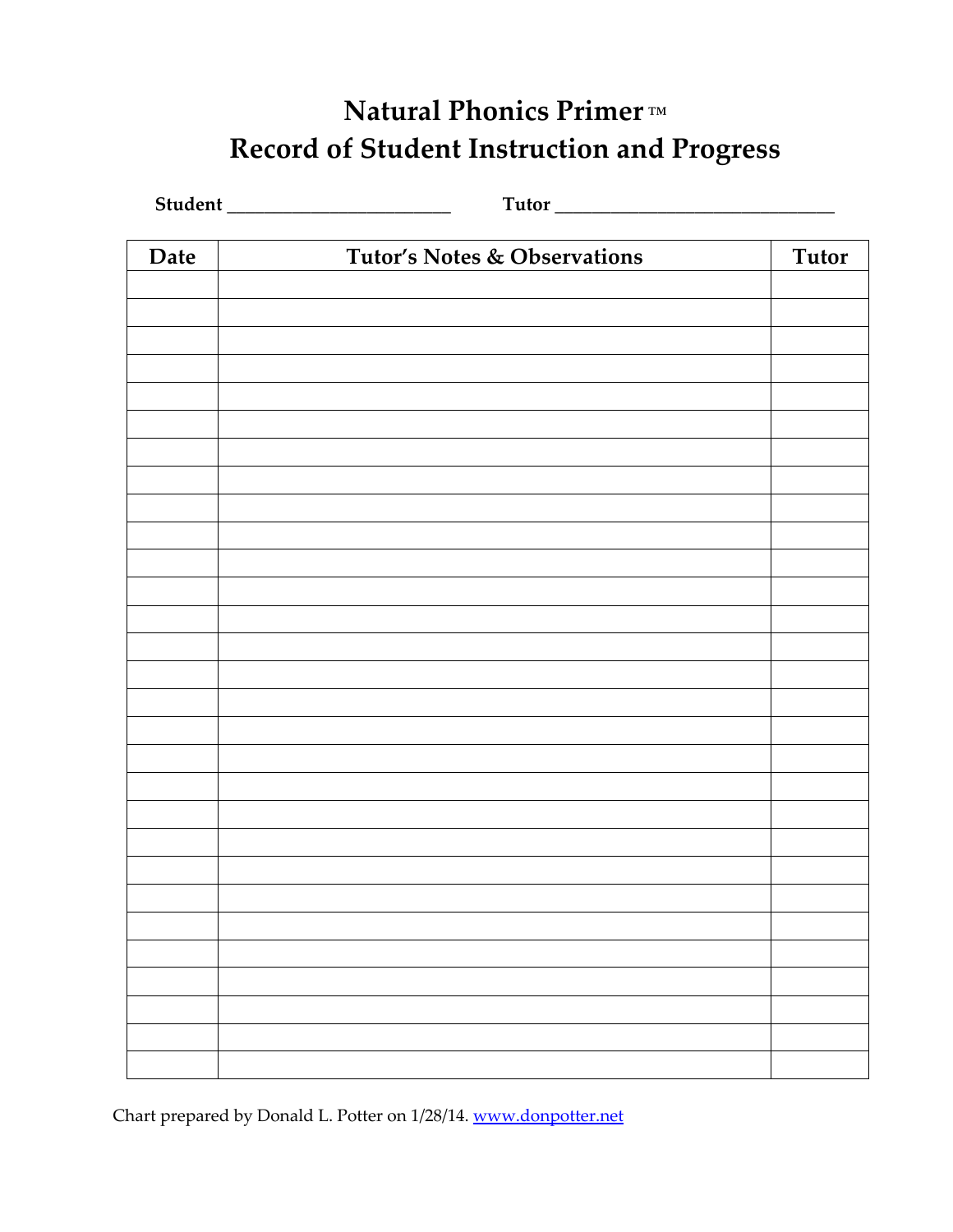# Natural Phonics Primer ™
# Record of Student Instruction and Progress

**Student** ________________________ **Tutor** ______________________________

| Date | Tutor's Notes & Observations | Tutor |
|---|---|---|
| | | |
| | | |
| | | |
| | | |
| | | |
| | | |
| | | |
| | | |
| | | |
| | | |
| | | |
| | | |
| | | |
| | | |
| | | |
| | | |
| | | |
| | | |
| | | |
| | | |
| | | |
| | | |
| | | |
| | | |
| | | |
| | | |
| | | |
| | | |
| | | |

Chart prepared by Donald L. Potter on 1/28/14. www.donpotter.net